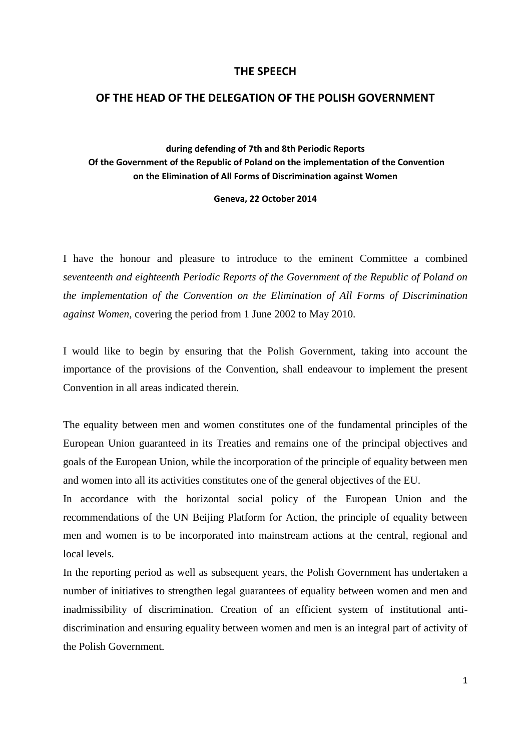# THE SPEECH

## OF THE HEAD OF THE DELEGATION OF THE POLISH GOVERNMENT

**during defending of 7th and 8th Periodic Reports Of the Government of the Republic of Poland on the implementation of the Convention on the Elimination of All Forms of Discrimination against Women**

**Geneva, 22 October 2014**

I have the honour and pleasure to introduce to the eminent Committee a combined *seventeenth and eighteenth Periodic Reports of the Government of the Republic of Poland on the implementation of the Convention on the Elimination of All Forms of Discrimination against Women*, covering the period from 1 June 2002 to May 2010.

I would like to begin by ensuring that the Polish Government, taking into account the importance of the provisions of the Convention, shall endeavour to implement the present Convention in all areas indicated therein.

The equality between men and women constitutes one of the fundamental principles of the European Union guaranteed in its Treaties and remains one of the principal objectives and goals of the European Union, while the incorporation of the principle of equality between men and women into all its activities constitutes one of the general objectives of the EU.

In accordance with the horizontal social policy of the European Union and the recommendations of the UN Beijing Platform for Action, the principle of equality between men and women is to be incorporated into mainstream actions at the central, regional and local levels.

In the reporting period as well as subsequent years, the Polish Government has undertaken a number of initiatives to strengthen legal guarantees of equality between women and men and inadmissibility of discrimination. Creation of an efficient system of institutional anti-discrimination and ensuring equality between women and men is an integral part of activity of the Polish Government.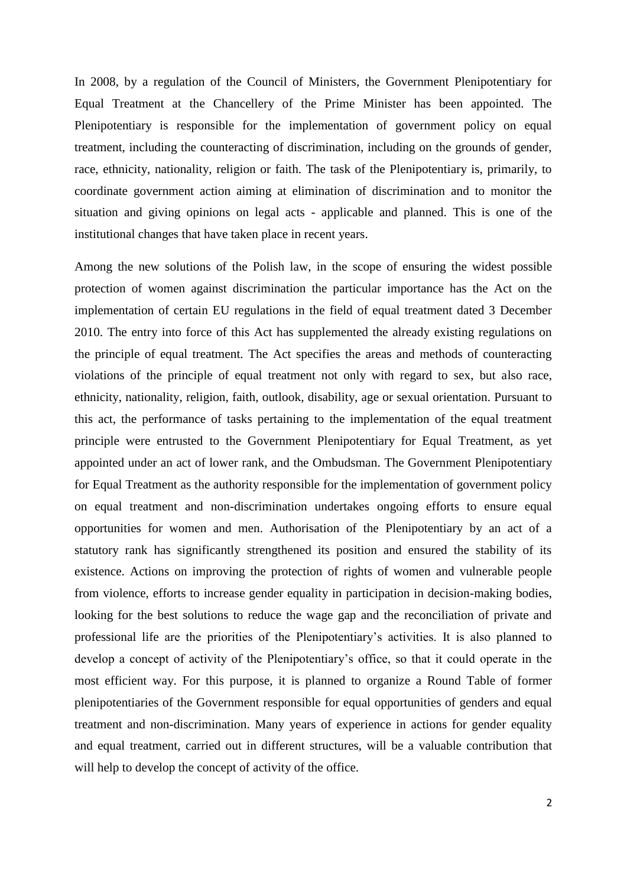In 2008, by a regulation of the Council of Ministers, the Government Plenipotentiary for Equal Treatment at the Chancellery of the Prime Minister has been appointed. The Plenipotentiary is responsible for the implementation of government policy on equal treatment, including the counteracting of discrimination, including on the grounds of gender, race, ethnicity, nationality, religion or faith. The task of the Plenipotentiary is, primarily, to coordinate government action aiming at elimination of discrimination and to monitor the situation and giving opinions on legal acts - applicable and planned. This is one of the institutional changes that have taken place in recent years.

Among the new solutions of the Polish law, in the scope of ensuring the widest possible protection of women against discrimination the particular importance has the Act on the implementation of certain EU regulations in the field of equal treatment dated 3 December 2010. The entry into force of this Act has supplemented the already existing regulations on the principle of equal treatment. The Act specifies the areas and methods of counteracting violations of the principle of equal treatment not only with regard to sex, but also race, ethnicity, nationality, religion, faith, outlook, disability, age or sexual orientation. Pursuant to this act, the performance of tasks pertaining to the implementation of the equal treatment principle were entrusted to the Government Plenipotentiary for Equal Treatment, as yet appointed under an act of lower rank, and the Ombudsman. The Government Plenipotentiary for Equal Treatment as the authority responsible for the implementation of government policy on equal treatment and non-discrimination undertakes ongoing efforts to ensure equal opportunities for women and men. Authorisation of the Plenipotentiary by an act of a statutory rank has significantly strengthened its position and ensured the stability of its existence. Actions on improving the protection of rights of women and vulnerable people from violence, efforts to increase gender equality in participation in decision-making bodies, looking for the best solutions to reduce the wage gap and the reconciliation of private and professional life are the priorities of the Plenipotentiary's activities. It is also planned to develop a concept of activity of the Plenipotentiary's office, so that it could operate in the most efficient way. For this purpose, it is planned to organize a Round Table of former plenipotentiaries of the Government responsible for equal opportunities of genders and equal treatment and non-discrimination. Many years of experience in actions for gender equality and equal treatment, carried out in different structures, will be a valuable contribution that will help to develop the concept of activity of the office.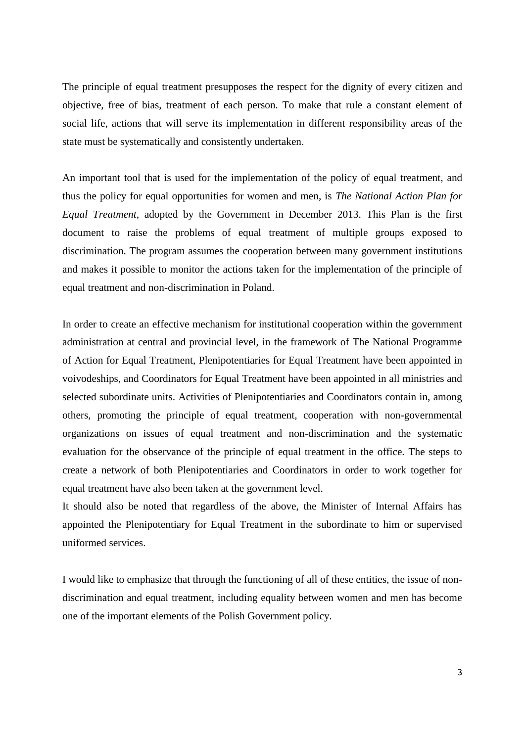The principle of equal treatment presupposes the respect for the dignity of every citizen and objective, free of bias, treatment of each person. To make that rule a constant element of social life, actions that will serve its implementation in different responsibility areas of the state must be systematically and consistently undertaken.

An important tool that is used for the implementation of the policy of equal treatment, and thus the policy for equal opportunities for women and men, is *The National Action Plan for Equal Treatment*, adopted by the Government in December 2013. This Plan is the first document to raise the problems of equal treatment of multiple groups exposed to discrimination. The program assumes the cooperation between many government institutions and makes it possible to monitor the actions taken for the implementation of the principle of equal treatment and non-discrimination in Poland.

In order to create an effective mechanism for institutional cooperation within the government administration at central and provincial level, in the framework of The National Programme of Action for Equal Treatment, Plenipotentiaries for Equal Treatment have been appointed in voivodeships, and Coordinators for Equal Treatment have been appointed in all ministries and selected subordinate units. Activities of Plenipotentiaries and Coordinators contain in, among others, promoting the principle of equal treatment, cooperation with non-governmental organizations on issues of equal treatment and non-discrimination and the systematic evaluation for the observance of the principle of equal treatment in the office. The steps to create a network of both Plenipotentiaries and Coordinators in order to work together for equal treatment have also been taken at the government level.

It should also be noted that regardless of the above, the Minister of Internal Affairs has appointed the Plenipotentiary for Equal Treatment in the subordinate to him or supervised uniformed services.

I would like to emphasize that through the functioning of all of these entities, the issue of non-discrimination and equal treatment, including equality between women and men has become one of the important elements of the Polish Government policy.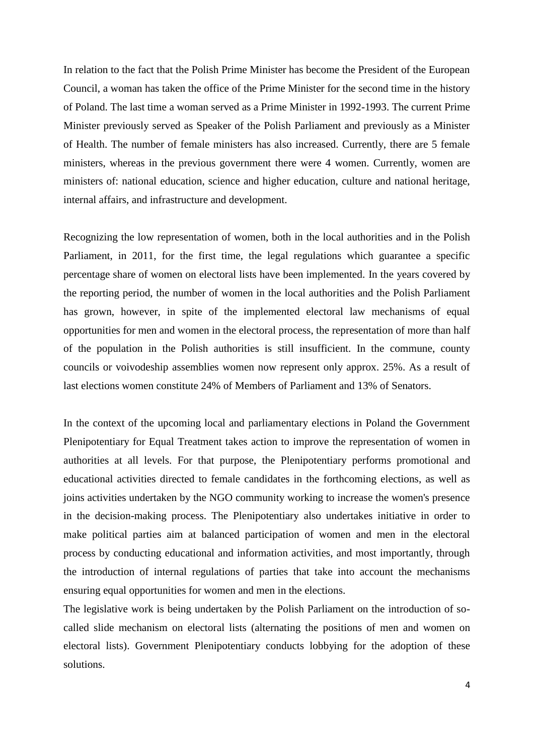In relation to the fact that the Polish Prime Minister has become the President of the European Council, a woman has taken the office of the Prime Minister for the second time in the history of Poland. The last time a woman served as a Prime Minister in 1992-1993. The current Prime Minister previously served as Speaker of the Polish Parliament and previously as a Minister of Health. The number of female ministers has also increased. Currently, there are 5 female ministers, whereas in the previous government there were 4 women. Currently, women are ministers of: national education, science and higher education, culture and national heritage, internal affairs, and infrastructure and development.

Recognizing the low representation of women, both in the local authorities and in the Polish Parliament, in 2011, for the first time, the legal regulations which guarantee a specific percentage share of women on electoral lists have been implemented. In the years covered by the reporting period, the number of women in the local authorities and the Polish Parliament has grown, however, in spite of the implemented electoral law mechanisms of equal opportunities for men and women in the electoral process, the representation of more than half of the population in the Polish authorities is still insufficient. In the commune, county councils or voivodeship assemblies women now represent only approx. 25%. As a result of last elections women constitute 24% of Members of Parliament and 13% of Senators.

In the context of the upcoming local and parliamentary elections in Poland the Government Plenipotentiary for Equal Treatment takes action to improve the representation of women in authorities at all levels. For that purpose, the Plenipotentiary performs promotional and educational activities directed to female candidates in the forthcoming elections, as well as joins activities undertaken by the NGO community working to increase the women's presence in the decision-making process. The Plenipotentiary also undertakes initiative in order to make political parties aim at balanced participation of women and men in the electoral process by conducting educational and information activities, and most importantly, through the introduction of internal regulations of parties that take into account the mechanisms ensuring equal opportunities for women and men in the elections.

The legislative work is being undertaken by the Polish Parliament on the introduction of so-called slide mechanism on electoral lists (alternating the positions of men and women on electoral lists). Government Plenipotentiary conducts lobbying for the adoption of these solutions.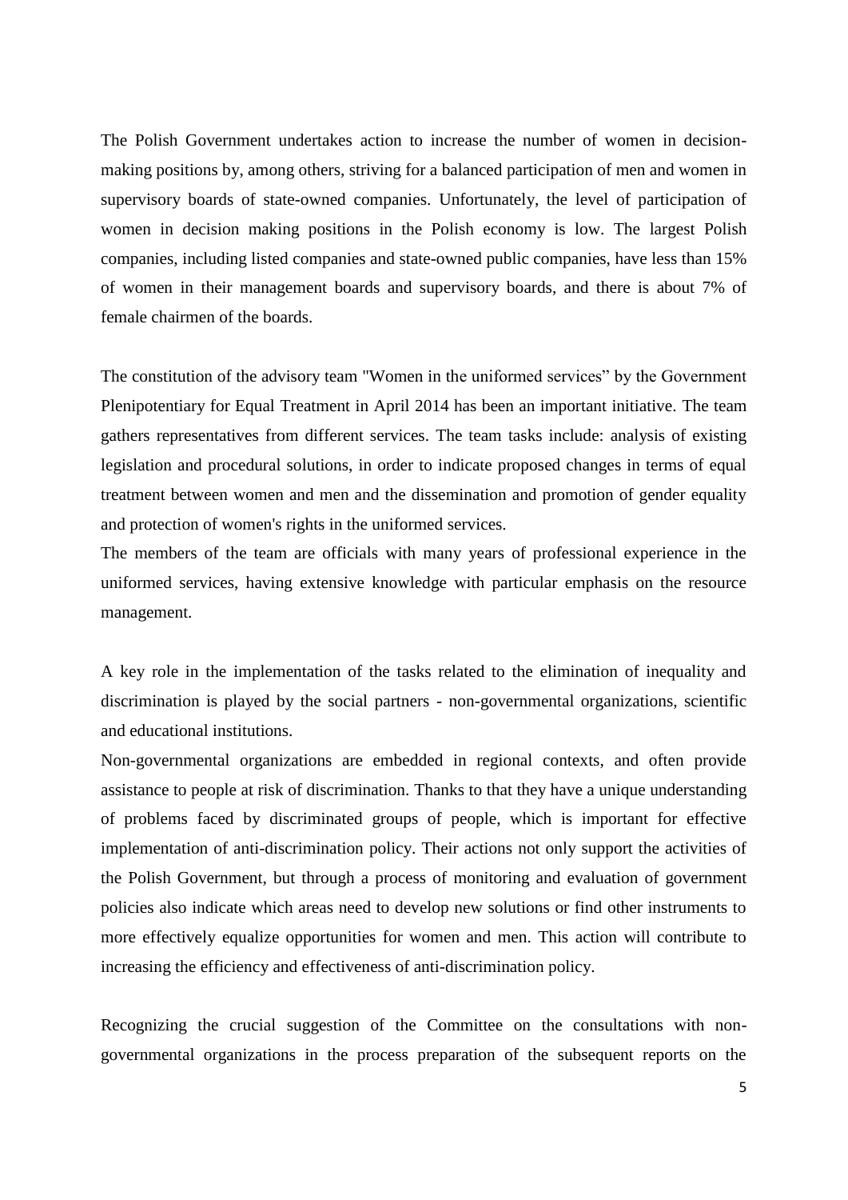The Polish Government undertakes action to increase the number of women in decision-making positions by, among others, striving for a balanced participation of men and women in supervisory boards of state-owned companies. Unfortunately, the level of participation of women in decision making positions in the Polish economy is low. The largest Polish companies, including listed companies and state-owned public companies, have less than 15% of women in their management boards and supervisory boards, and there is about 7% of female chairmen of the boards.

The constitution of the advisory team "Women in the uniformed services" by the Government Plenipotentiary for Equal Treatment in April 2014 has been an important initiative. The team gathers representatives from different services. The team tasks include: analysis of existing legislation and procedural solutions, in order to indicate proposed changes in terms of equal treatment between women and men and the dissemination and promotion of gender equality and protection of women's rights in the uniformed services.

The members of the team are officials with many years of professional experience in the uniformed services, having extensive knowledge with particular emphasis on the resource management.

A key role in the implementation of the tasks related to the elimination of inequality and discrimination is played by the social partners - non-governmental organizations, scientific and educational institutions.

Non-governmental organizations are embedded in regional contexts, and often provide assistance to people at risk of discrimination. Thanks to that they have a unique understanding of problems faced by discriminated groups of people, which is important for effective implementation of anti-discrimination policy. Their actions not only support the activities of the Polish Government, but through a process of monitoring and evaluation of government policies also indicate which areas need to develop new solutions or find other instruments to more effectively equalize opportunities for women and men. This action will contribute to increasing the efficiency and effectiveness of anti-discrimination policy.

Recognizing the crucial suggestion of the Committee on the consultations with non-governmental organizations in the process preparation of the subsequent reports on the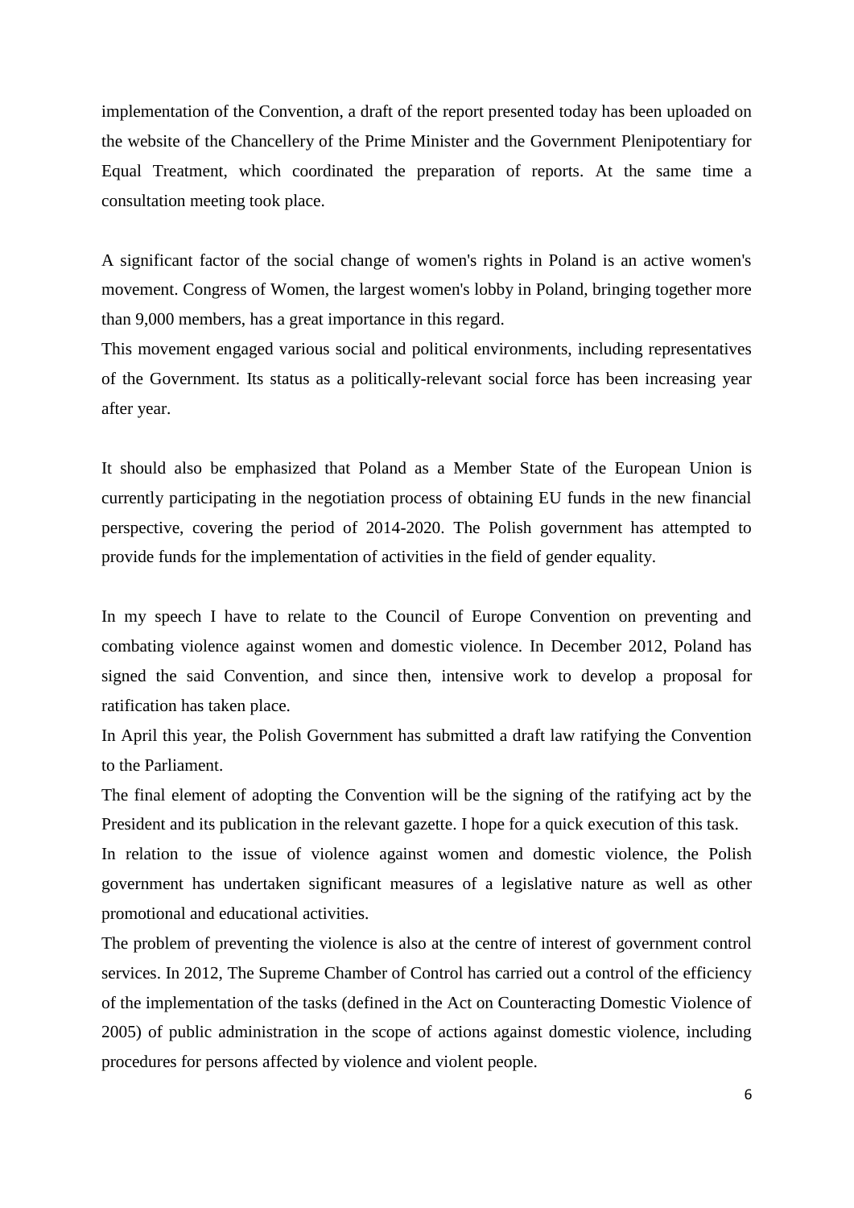implementation of the Convention, a draft of the report presented today has been uploaded on the website of the Chancellery of the Prime Minister and the Government Plenipotentiary for Equal Treatment, which coordinated the preparation of reports. At the same time a consultation meeting took place.

A significant factor of the social change of women's rights in Poland is an active women's movement. Congress of Women, the largest women's lobby in Poland, bringing together more than 9,000 members, has a great importance in this regard.

This movement engaged various social and political environments, including representatives of the Government. Its status as a politically-relevant social force has been increasing year after year.

It should also be emphasized that Poland as a Member State of the European Union is currently participating in the negotiation process of obtaining EU funds in the new financial perspective, covering the period of 2014-2020. The Polish government has attempted to provide funds for the implementation of activities in the field of gender equality.

In my speech I have to relate to the Council of Europe Convention on preventing and combating violence against women and domestic violence. In December 2012, Poland has signed the said Convention, and since then, intensive work to develop a proposal for ratification has taken place.

In April this year, the Polish Government has submitted a draft law ratifying the Convention to the Parliament.

The final element of adopting the Convention will be the signing of the ratifying act by the President and its publication in the relevant gazette. I hope for a quick execution of this task.

In relation to the issue of violence against women and domestic violence, the Polish government has undertaken significant measures of a legislative nature as well as other promotional and educational activities.

The problem of preventing the violence is also at the centre of interest of government control services. In 2012, The Supreme Chamber of Control has carried out a control of the efficiency of the implementation of the tasks (defined in the Act on Counteracting Domestic Violence of 2005) of public administration in the scope of actions against domestic violence, including procedures for persons affected by violence and violent people.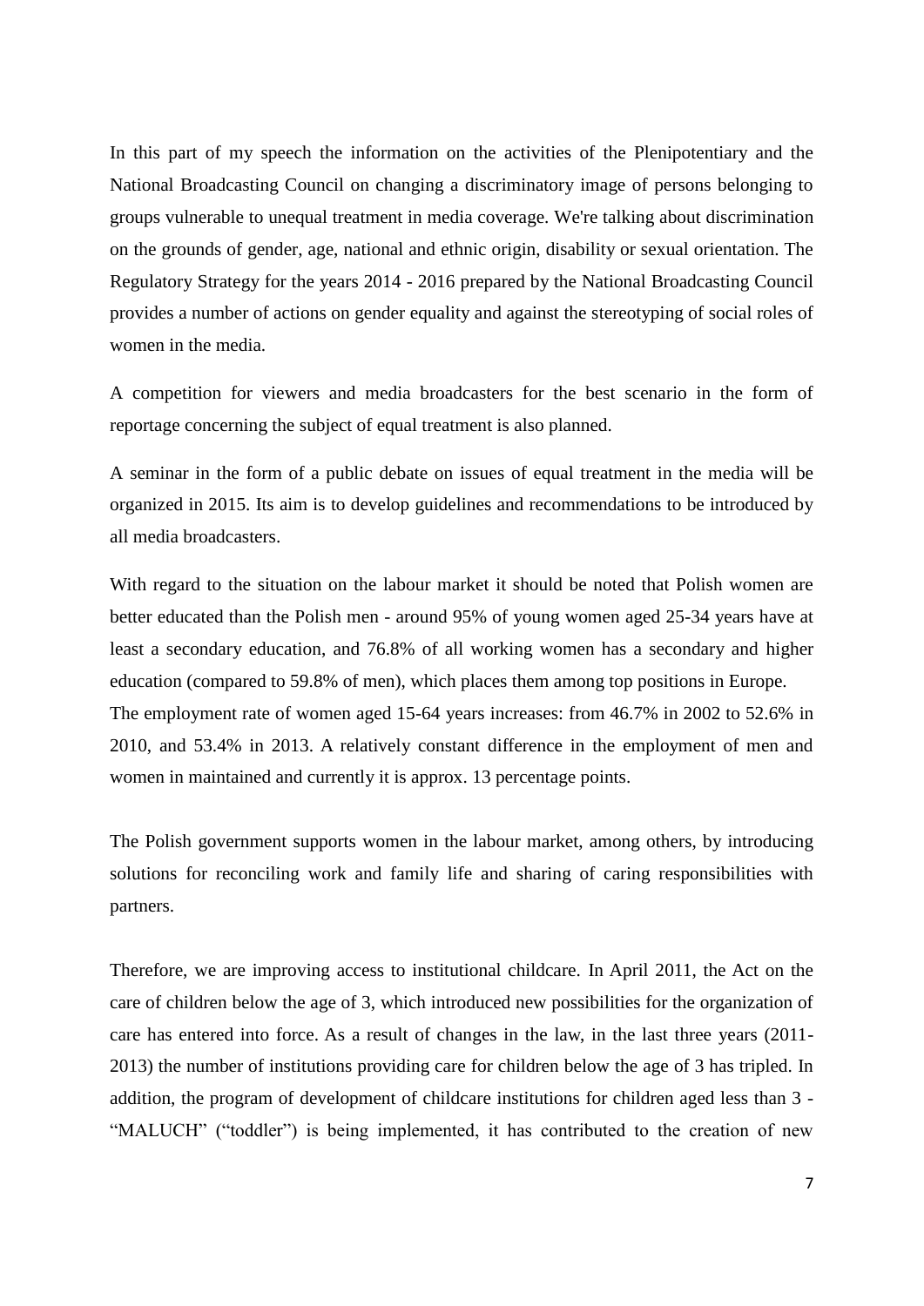In this part of my speech the information on the activities of the Plenipotentiary and the National Broadcasting Council on changing a discriminatory image of persons belonging to groups vulnerable to unequal treatment in media coverage. We're talking about discrimination on the grounds of gender, age, national and ethnic origin, disability or sexual orientation. The Regulatory Strategy for the years 2014 - 2016 prepared by the National Broadcasting Council provides a number of actions on gender equality and against the stereotyping of social roles of women in the media.

A competition for viewers and media broadcasters for the best scenario in the form of reportage concerning the subject of equal treatment is also planned.

A seminar in the form of a public debate on issues of equal treatment in the media will be organized in 2015. Its aim is to develop guidelines and recommendations to be introduced by all media broadcasters.

With regard to the situation on the labour market it should be noted that Polish women are better educated than the Polish men - around 95% of young women aged 25-34 years have at least a secondary education, and 76.8% of all working women has a secondary and higher education (compared to 59.8% of men), which places them among top positions in Europe. The employment rate of women aged 15-64 years increases: from 46.7% in 2002 to 52.6% in 2010, and 53.4% in 2013. A relatively constant difference in the employment of men and women in maintained and currently it is approx. 13 percentage points.

The Polish government supports women in the labour market, among others, by introducing solutions for reconciling work and family life and sharing of caring responsibilities with partners.

Therefore, we are improving access to institutional childcare. In April 2011, the Act on the care of children below the age of 3, which introduced new possibilities for the organization of care has entered into force. As a result of changes in the law, in the last three years (2011-2013) the number of institutions providing care for children below the age of 3 has tripled. In addition, the program of development of childcare institutions for children aged less than 3 - "MALUCH" ("toddler") is being implemented, it has contributed to the creation of new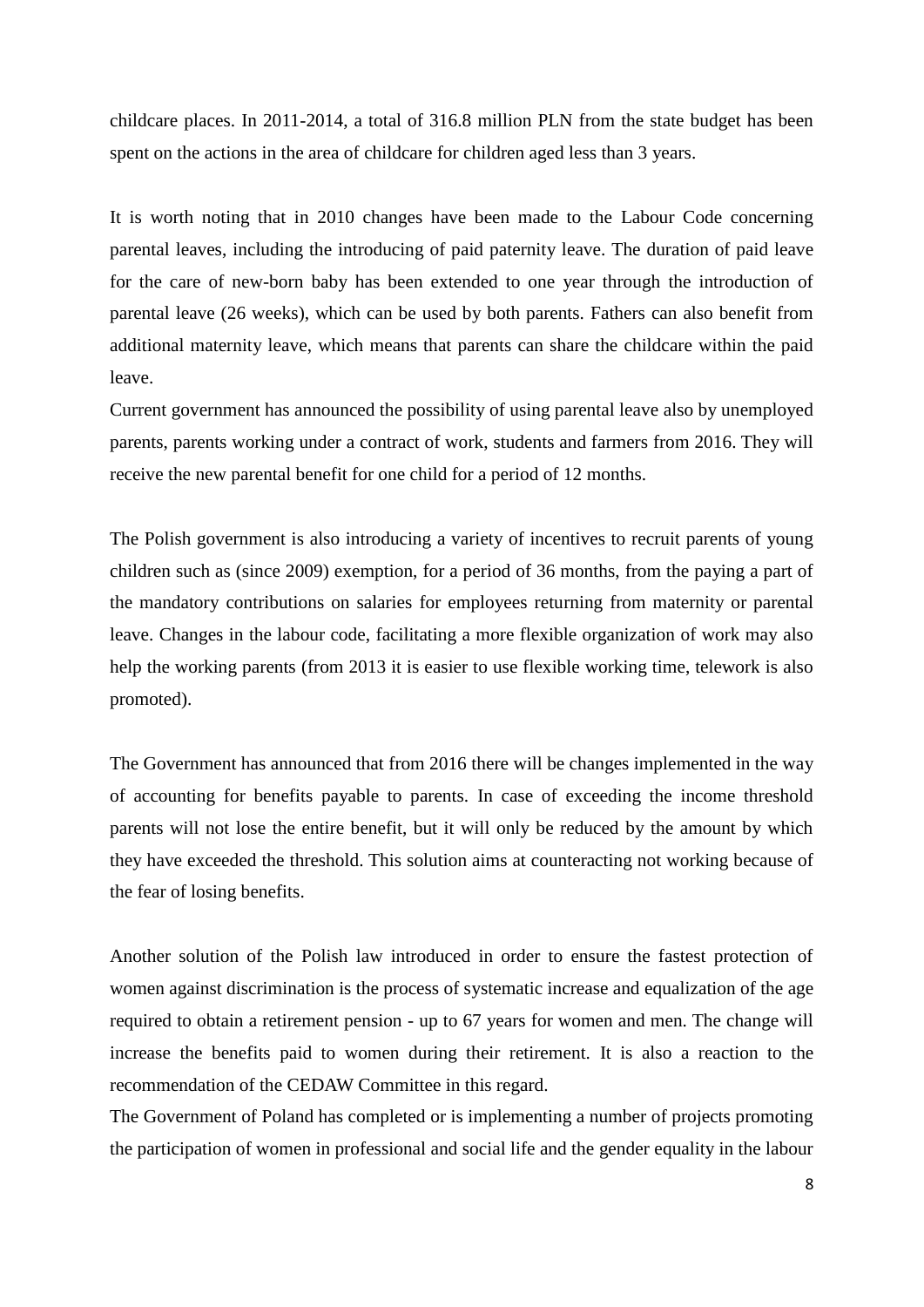childcare places. In 2011-2014, a total of 316.8 million PLN from the state budget has been spent on the actions in the area of childcare for children aged less than 3 years.

It is worth noting that in 2010 changes have been made to the Labour Code concerning parental leaves, including the introducing of paid paternity leave. The duration of paid leave for the care of new-born baby has been extended to one year through the introduction of parental leave (26 weeks), which can be used by both parents. Fathers can also benefit from additional maternity leave, which means that parents can share the childcare within the paid leave.

Current government has announced the possibility of using parental leave also by unemployed parents, parents working under a contract of work, students and farmers from 2016. They will receive the new parental benefit for one child for a period of 12 months.

The Polish government is also introducing a variety of incentives to recruit parents of young children such as (since 2009) exemption, for a period of 36 months, from the paying a part of the mandatory contributions on salaries for employees returning from maternity or parental leave. Changes in the labour code, facilitating a more flexible organization of work may also help the working parents (from 2013 it is easier to use flexible working time, telework is also promoted).

The Government has announced that from 2016 there will be changes implemented in the way of accounting for benefits payable to parents. In case of exceeding the income threshold parents will not lose the entire benefit, but it will only be reduced by the amount by which they have exceeded the threshold. This solution aims at counteracting not working because of the fear of losing benefits.

Another solution of the Polish law introduced in order to ensure the fastest protection of women against discrimination is the process of systematic increase and equalization of the age required to obtain a retirement pension - up to 67 years for women and men. The change will increase the benefits paid to women during their retirement. It is also a reaction to the recommendation of the CEDAW Committee in this regard.

The Government of Poland has completed or is implementing a number of projects promoting the participation of women in professional and social life and the gender equality in the labour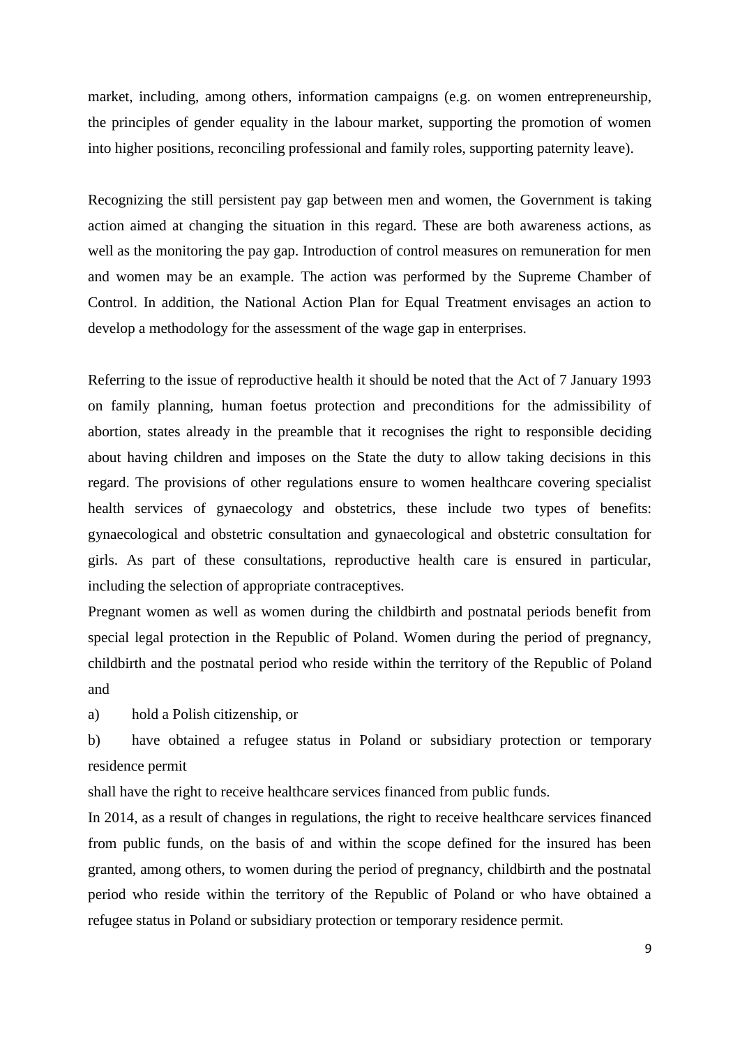market, including, among others, information campaigns (e.g. on women entrepreneurship, the principles of gender equality in the labour market, supporting the promotion of women into higher positions, reconciling professional and family roles, supporting paternity leave).

Recognizing the still persistent pay gap between men and women, the Government is taking action aimed at changing the situation in this regard. These are both awareness actions, as well as the monitoring the pay gap. Introduction of control measures on remuneration for men and women may be an example. The action was performed by the Supreme Chamber of Control. In addition, the National Action Plan for Equal Treatment envisages an action to develop a methodology for the assessment of the wage gap in enterprises.

Referring to the issue of reproductive health it should be noted that the Act of 7 January 1993 on family planning, human foetus protection and preconditions for the admissibility of abortion, states already in the preamble that it recognises the right to responsible deciding about having children and imposes on the State the duty to allow taking decisions in this regard. The provisions of other regulations ensure to women healthcare covering specialist health services of gynaecology and obstetrics, these include two types of benefits: gynaecological and obstetric consultation and gynaecological and obstetric consultation for girls. As part of these consultations, reproductive health care is ensured in particular, including the selection of appropriate contraceptives.

Pregnant women as well as women during the childbirth and postnatal periods benefit from special legal protection in the Republic of Poland. Women during the period of pregnancy, childbirth and the postnatal period who reside within the territory of the Republic of Poland and

a) hold a Polish citizenship, or

b) have obtained a refugee status in Poland or subsidiary protection or temporary residence permit

shall have the right to receive healthcare services financed from public funds.

In 2014, as a result of changes in regulations, the right to receive healthcare services financed from public funds, on the basis of and within the scope defined for the insured has been granted, among others, to women during the period of pregnancy, childbirth and the postnatal period who reside within the territory of the Republic of Poland or who have obtained a refugee status in Poland or subsidiary protection or temporary residence permit.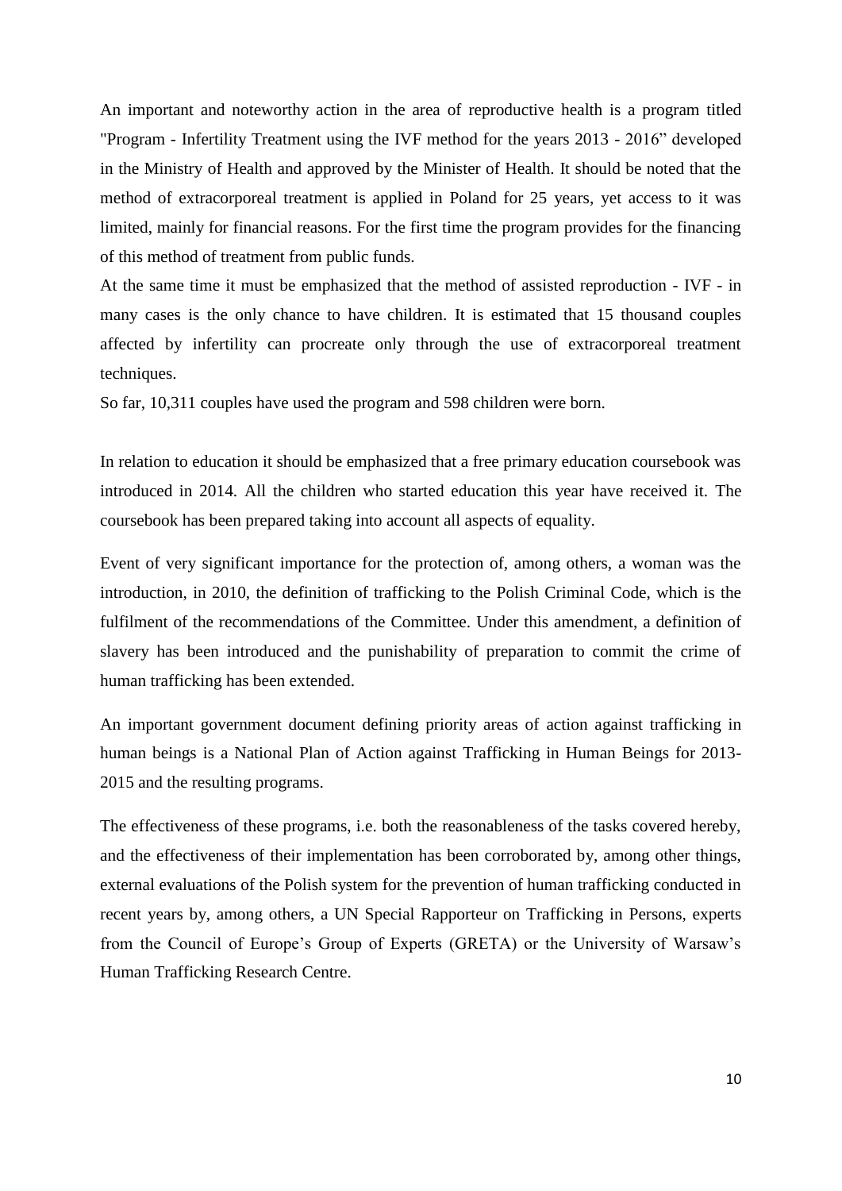An important and noteworthy action in the area of reproductive health is a program titled "Program - Infertility Treatment using the IVF method for the years 2013 - 2016" developed in the Ministry of Health and approved by the Minister of Health. It should be noted that the method of extracorporeal treatment is applied in Poland for 25 years, yet access to it was limited, mainly for financial reasons. For the first time the program provides for the financing of this method of treatment from public funds.

At the same time it must be emphasized that the method of assisted reproduction - IVF - in many cases is the only chance to have children. It is estimated that 15 thousand couples affected by infertility can procreate only through the use of extracorporeal treatment techniques.

So far, 10,311 couples have used the program and 598 children were born.

In relation to education it should be emphasized that a free primary education coursebook was introduced in 2014. All the children who started education this year have received it. The coursebook has been prepared taking into account all aspects of equality.

Event of very significant importance for the protection of, among others, a woman was the introduction, in 2010, the definition of trafficking to the Polish Criminal Code, which is the fulfilment of the recommendations of the Committee. Under this amendment, a definition of slavery has been introduced and the punishability of preparation to commit the crime of human trafficking has been extended.

An important government document defining priority areas of action against trafficking in human beings is a National Plan of Action against Trafficking in Human Beings for 2013-2015 and the resulting programs.

The effectiveness of these programs, i.e. both the reasonableness of the tasks covered hereby, and the effectiveness of their implementation has been corroborated by, among other things, external evaluations of the Polish system for the prevention of human trafficking conducted in recent years by, among others, a UN Special Rapporteur on Trafficking in Persons, experts from the Council of Europe's Group of Experts (GRETA) or the University of Warsaw's Human Trafficking Research Centre.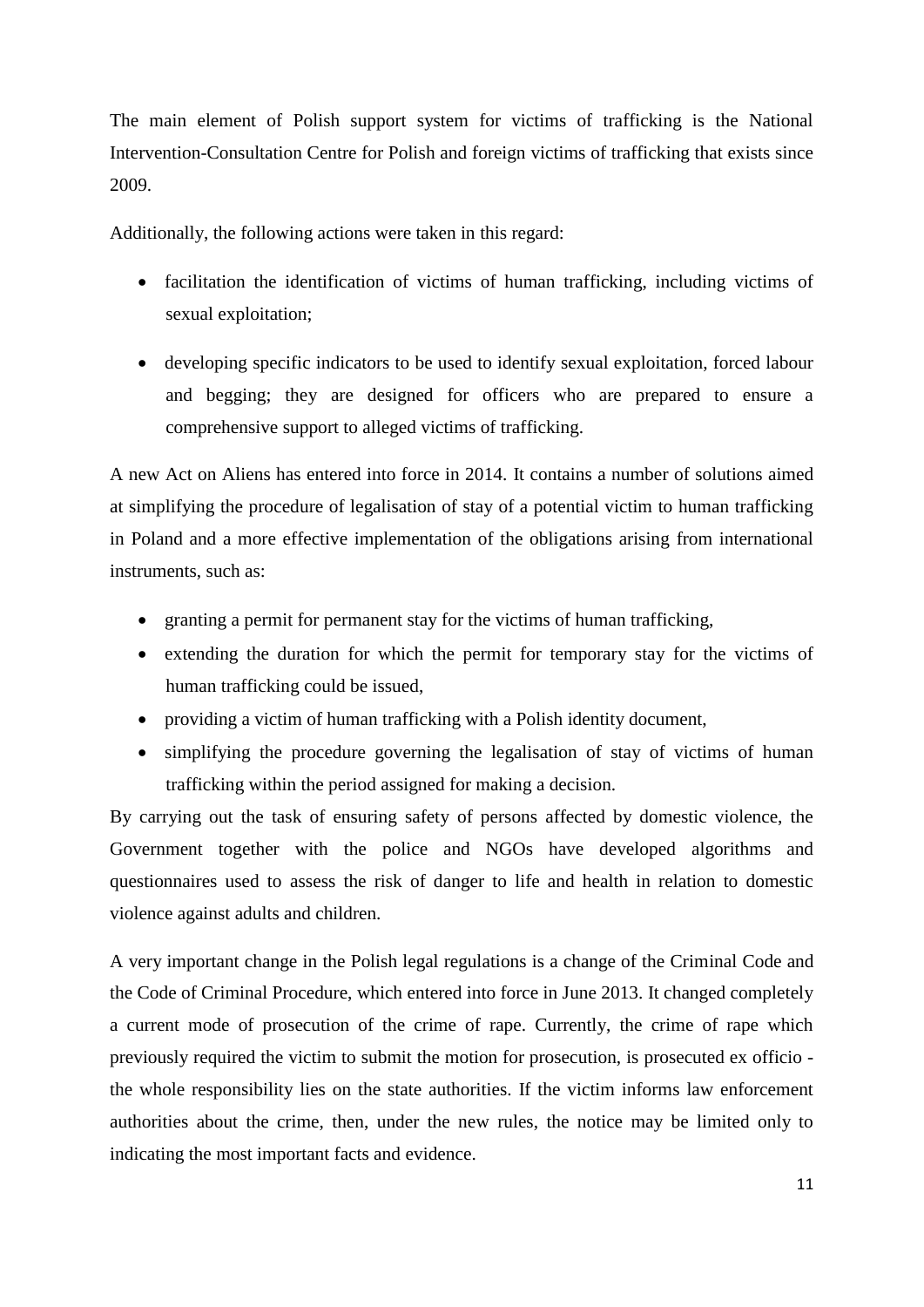The main element of Polish support system for victims of trafficking is the National Intervention-Consultation Centre for Polish and foreign victims of trafficking that exists since 2009.

Additionally, the following actions were taken in this regard:

- facilitation the identification of victims of human trafficking, including victims of sexual exploitation;
- developing specific indicators to be used to identify sexual exploitation, forced labour and begging; they are designed for officers who are prepared to ensure a comprehensive support to alleged victims of trafficking.

A new Act on Aliens has entered into force in 2014. It contains a number of solutions aimed at simplifying the procedure of legalisation of stay of a potential victim to human trafficking in Poland and a more effective implementation of the obligations arising from international instruments, such as:

- granting a permit for permanent stay for the victims of human trafficking,
- extending the duration for which the permit for temporary stay for the victims of human trafficking could be issued,
- providing a victim of human trafficking with a Polish identity document,
- simplifying the procedure governing the legalisation of stay of victims of human trafficking within the period assigned for making a decision.

By carrying out the task of ensuring safety of persons affected by domestic violence, the Government together with the police and NGOs have developed algorithms and questionnaires used to assess the risk of danger to life and health in relation to domestic violence against adults and children.

A very important change in the Polish legal regulations is a change of the Criminal Code and the Code of Criminal Procedure, which entered into force in June 2013. It changed completely a current mode of prosecution of the crime of rape. Currently, the crime of rape which previously required the victim to submit the motion for prosecution, is prosecuted ex officio - the whole responsibility lies on the state authorities. If the victim informs law enforcement authorities about the crime, then, under the new rules, the notice may be limited only to indicating the most important facts and evidence.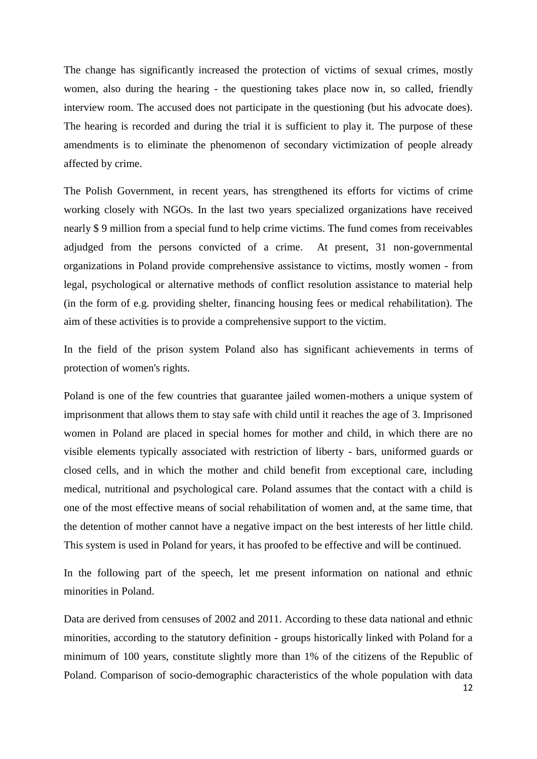The change has significantly increased the protection of victims of sexual crimes, mostly women, also during the hearing - the questioning takes place now in, so called, friendly interview room. The accused does not participate in the questioning (but his advocate does). The hearing is recorded and during the trial it is sufficient to play it. The purpose of these amendments is to eliminate the phenomenon of secondary victimization of people already affected by crime.

The Polish Government, in recent years, has strengthened its efforts for victims of crime working closely with NGOs. In the last two years specialized organizations have received nearly $ 9 million from a special fund to help crime victims. The fund comes from receivables adjudged from the persons convicted of a crime. At present, 31 non-governmental organizations in Poland provide comprehensive assistance to victims, mostly women - from legal, psychological or alternative methods of conflict resolution assistance to material help (in the form of e.g. providing shelter, financing housing fees or medical rehabilitation). The aim of these activities is to provide a comprehensive support to the victim.

In the field of the prison system Poland also has significant achievements in terms of protection of women's rights.

Poland is one of the few countries that guarantee jailed women-mothers a unique system of imprisonment that allows them to stay safe with child until it reaches the age of 3. Imprisoned women in Poland are placed in special homes for mother and child, in which there are no visible elements typically associated with restriction of liberty - bars, uniformed guards or closed cells, and in which the mother and child benefit from exceptional care, including medical, nutritional and psychological care. Poland assumes that the contact with a child is one of the most effective means of social rehabilitation of women and, at the same time, that the detention of mother cannot have a negative impact on the best interests of her little child. This system is used in Poland for years, it has proofed to be effective and will be continued.

In the following part of the speech, let me present information on national and ethnic minorities in Poland.

Data are derived from censuses of 2002 and 2011. According to these data national and ethnic minorities, according to the statutory definition - groups historically linked with Poland for a minimum of 100 years, constitute slightly more than 1% of the citizens of the Republic of Poland. Comparison of socio-demographic characteristics of the whole population with data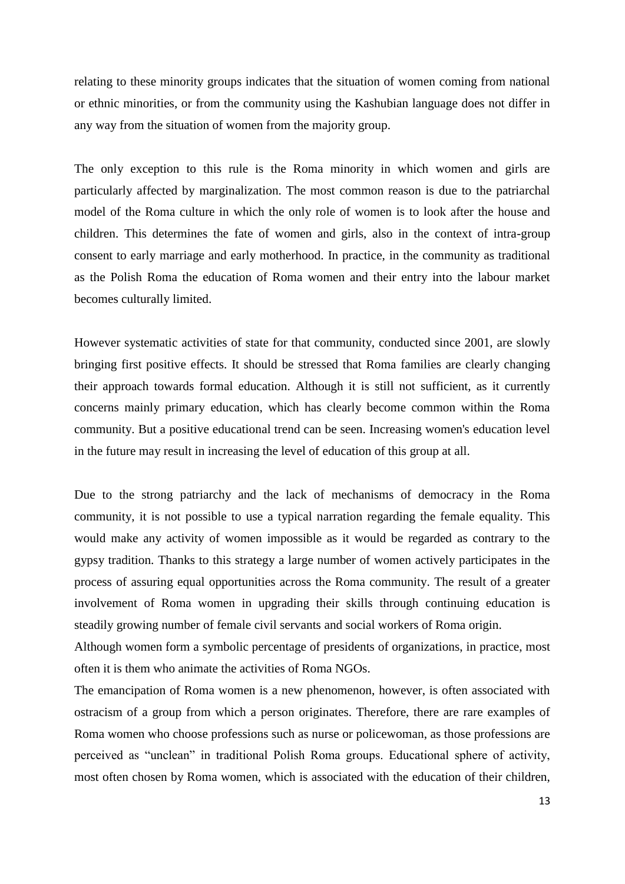relating to these minority groups indicates that the situation of women coming from national or ethnic minorities, or from the community using the Kashubian language does not differ in any way from the situation of women from the majority group.

The only exception to this rule is the Roma minority in which women and girls are particularly affected by marginalization. The most common reason is due to the patriarchal model of the Roma culture in which the only role of women is to look after the house and children. This determines the fate of women and girls, also in the context of intra-group consent to early marriage and early motherhood. In practice, in the community as traditional as the Polish Roma the education of Roma women and their entry into the labour market becomes culturally limited.

However systematic activities of state for that community, conducted since 2001, are slowly bringing first positive effects. It should be stressed that Roma families are clearly changing their approach towards formal education. Although it is still not sufficient, as it currently concerns mainly primary education, which has clearly become common within the Roma community. But a positive educational trend can be seen. Increasing women's education level in the future may result in increasing the level of education of this group at all.

Due to the strong patriarchy and the lack of mechanisms of democracy in the Roma community, it is not possible to use a typical narration regarding the female equality. This would make any activity of women impossible as it would be regarded as contrary to the gypsy tradition. Thanks to this strategy a large number of women actively participates in the process of assuring equal opportunities across the Roma community. The result of a greater involvement of Roma women in upgrading their skills through continuing education is steadily growing number of female civil servants and social workers of Roma origin.

Although women form a symbolic percentage of presidents of organizations, in practice, most often it is them who animate the activities of Roma NGOs.

The emancipation of Roma women is a new phenomenon, however, is often associated with ostracism of a group from which a person originates. Therefore, there are rare examples of Roma women who choose professions such as nurse or policewoman, as those professions are perceived as "unclean" in traditional Polish Roma groups. Educational sphere of activity, most often chosen by Roma women, which is associated with the education of their children,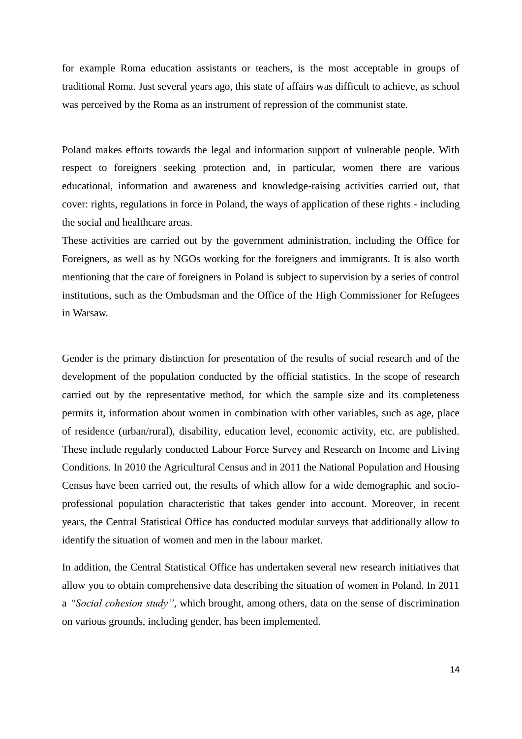for example Roma education assistants or teachers, is the most acceptable in groups of traditional Roma. Just several years ago, this state of affairs was difficult to achieve, as school was perceived by the Roma as an instrument of repression of the communist state.

Poland makes efforts towards the legal and information support of vulnerable people. With respect to foreigners seeking protection and, in particular, women there are various educational, information and awareness and knowledge-raising activities carried out, that cover: rights, regulations in force in Poland, the ways of application of these rights - including the social and healthcare areas.

These activities are carried out by the government administration, including the Office for Foreigners, as well as by NGOs working for the foreigners and immigrants. It is also worth mentioning that the care of foreigners in Poland is subject to supervision by a series of control institutions, such as the Ombudsman and the Office of the High Commissioner for Refugees in Warsaw.

Gender is the primary distinction for presentation of the results of social research and of the development of the population conducted by the official statistics. In the scope of research carried out by the representative method, for which the sample size and its completeness permits it, information about women in combination with other variables, such as age, place of residence (urban/rural), disability, education level, economic activity, etc. are published. These include regularly conducted Labour Force Survey and Research on Income and Living Conditions. In 2010 the Agricultural Census and in 2011 the National Population and Housing Census have been carried out, the results of which allow for a wide demographic and socio-professional population characteristic that takes gender into account. Moreover, in recent years, the Central Statistical Office has conducted modular surveys that additionally allow to identify the situation of women and men in the labour market.

In addition, the Central Statistical Office has undertaken several new research initiatives that allow you to obtain comprehensive data describing the situation of women in Poland. In 2011 a *"Social cohesion study"*, which brought, among others, data on the sense of discrimination on various grounds, including gender, has been implemented.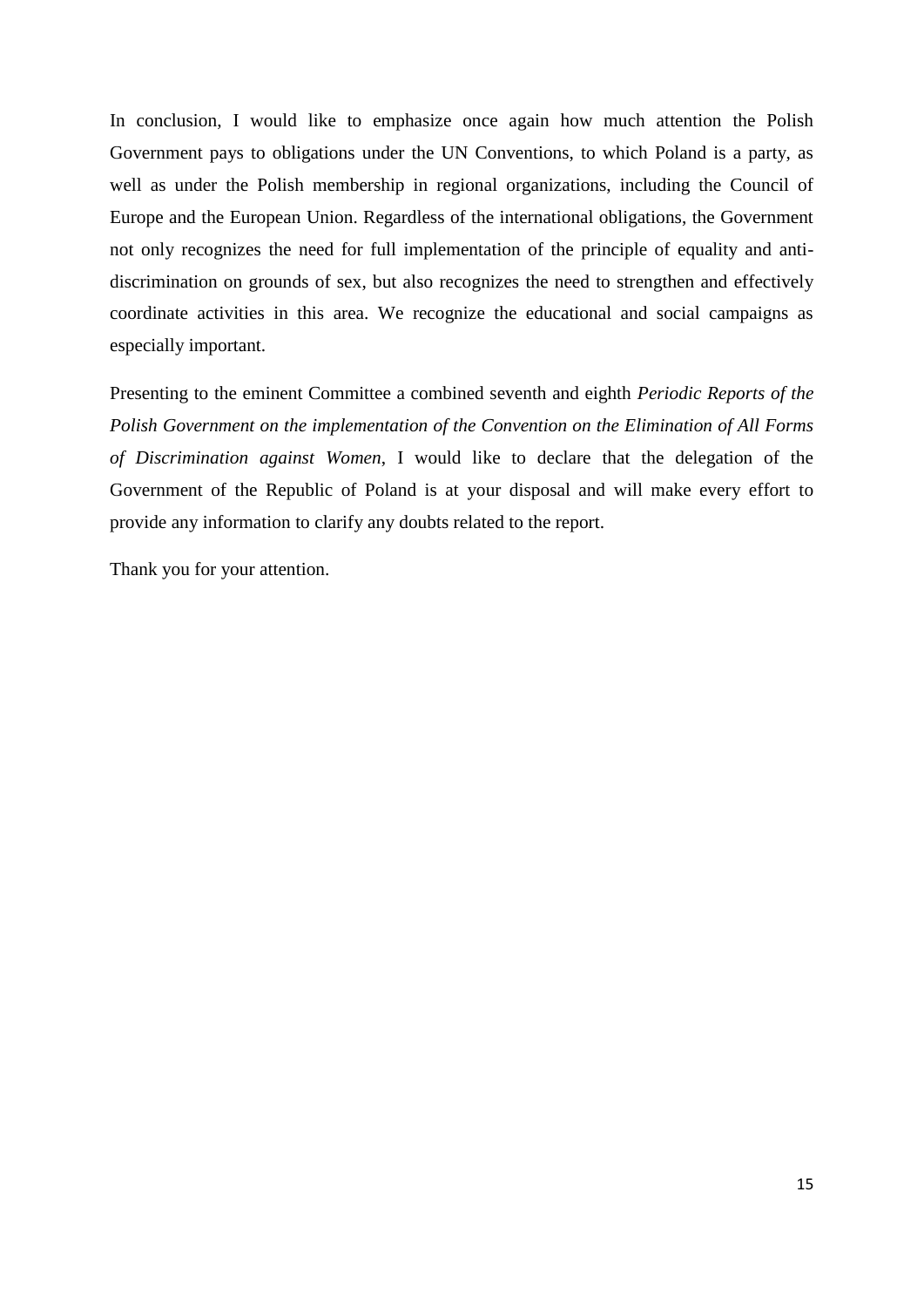In conclusion, I would like to emphasize once again how much attention the Polish Government pays to obligations under the UN Conventions, to which Poland is a party, as well as under the Polish membership in regional organizations, including the Council of Europe and the European Union. Regardless of the international obligations, the Government not only recognizes the need for full implementation of the principle of equality and anti-discrimination on grounds of sex, but also recognizes the need to strengthen and effectively coordinate activities in this area. We recognize the educational and social campaigns as especially important.

Presenting to the eminent Committee a combined seventh and eighth *Periodic Reports of the Polish Government on the implementation of the Convention on the Elimination of All Forms of Discrimination against Women*, I would like to declare that the delegation of the Government of the Republic of Poland is at your disposal and will make every effort to provide any information to clarify any doubts related to the report.

Thank you for your attention.